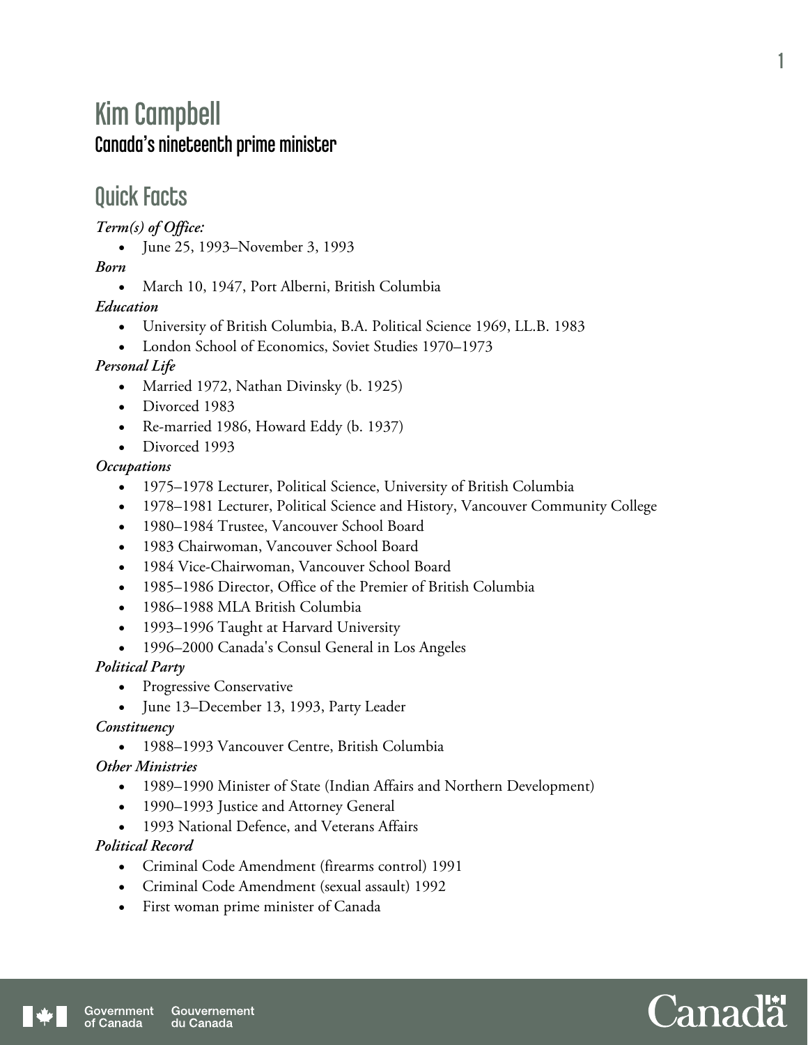# Kim Campbell

## Canada's nineteenth prime minister

## Quick Facts

***Term(s) of Office:***

- June 25, 1993–November 3, 1993

***Born***

- March 10, 1947, Port Alberni, British Columbia

***Education***

- University of British Columbia, B.A. Political Science 1969, LL.B. 1983
- London School of Economics, Soviet Studies 1970–1973

***Personal Life***

- Married 1972, Nathan Divinsky (b. 1925)
- Divorced 1983
- Re-married 1986, Howard Eddy (b. 1937)
- Divorced 1993

***Occupations***

- 1975–1978 Lecturer, Political Science, University of British Columbia
- 1978–1981 Lecturer, Political Science and History, Vancouver Community College
- 1980–1984 Trustee, Vancouver School Board
- 1983 Chairwoman, Vancouver School Board
- 1984 Vice-Chairwoman, Vancouver School Board
- 1985–1986 Director, Office of the Premier of British Columbia
- 1986–1988 MLA British Columbia
- 1993–1996 Taught at Harvard University
- 1996–2000 Canada's Consul General in Los Angeles

***Political Party***

- Progressive Conservative
- June 13–December 13, 1993, Party Leader

***Constituency***

- 1988–1993 Vancouver Centre, British Columbia

***Other Ministries***

- 1989–1990 Minister of State (Indian Affairs and Northern Development)
- 1990–1993 Justice and Attorney General
- 1993 National Defence, and Veterans Affairs

***Political Record***

- Criminal Code Amendment (firearms control) 1991
- Criminal Code Amendment (sexual assault) 1992
- First woman prime minister of Canada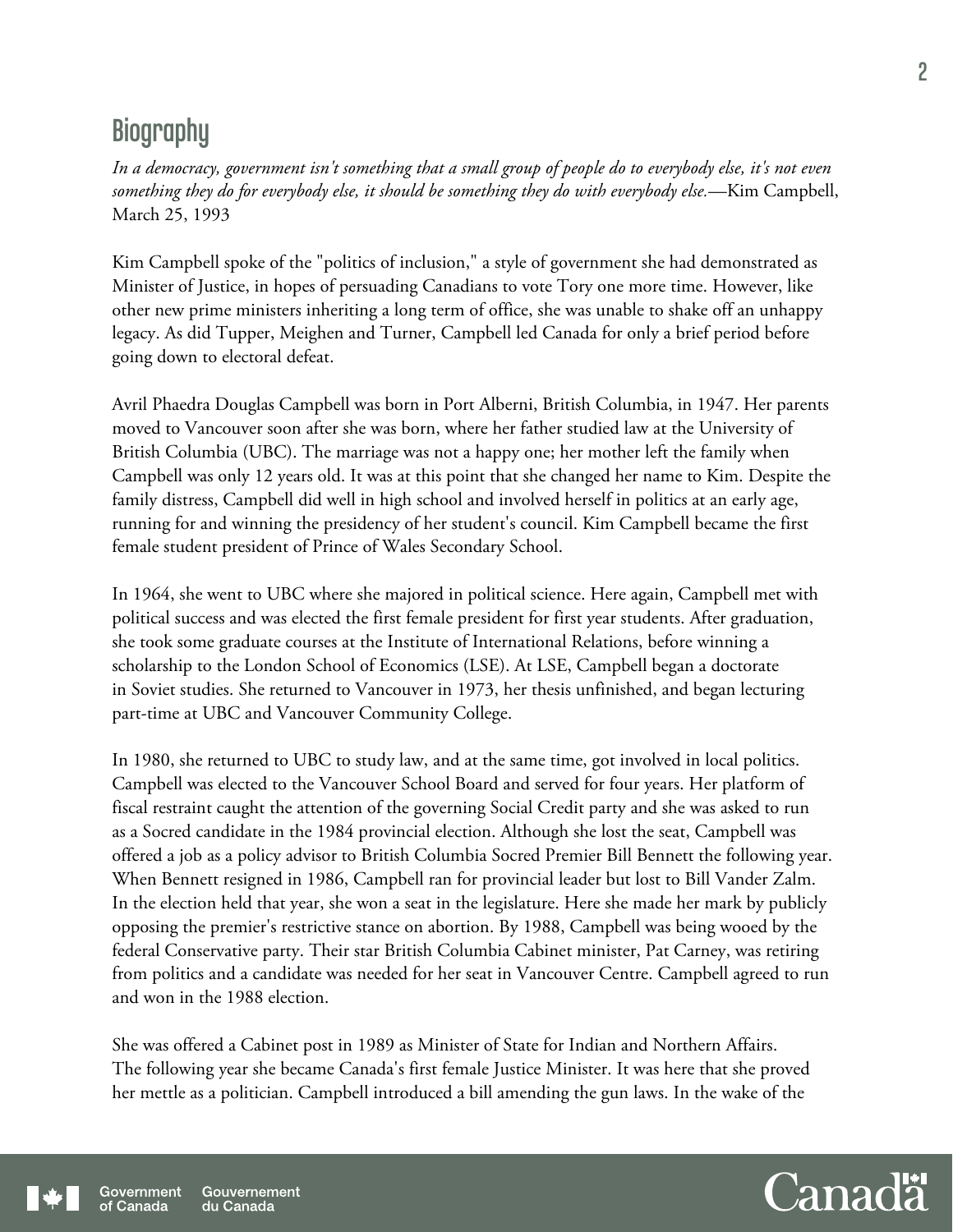## Biography

*In a democracy, government isn't something that a small group of people do to everybody else, it's not even something they do for everybody else, it should be something they do with everybody else.*—Kim Campbell, March 25, 1993

Kim Campbell spoke of the "politics of inclusion," a style of government she had demonstrated as Minister of Justice, in hopes of persuading Canadians to vote Tory one more time. However, like other new prime ministers inheriting a long term of office, she was unable to shake off an unhappy legacy. As did Tupper, Meighen and Turner, Campbell led Canada for only a brief period before going down to electoral defeat.

Avril Phaedra Douglas Campbell was born in Port Alberni, British Columbia, in 1947. Her parents moved to Vancouver soon after she was born, where her father studied law at the University of British Columbia (UBC). The marriage was not a happy one; her mother left the family when Campbell was only 12 years old. It was at this point that she changed her name to Kim. Despite the family distress, Campbell did well in high school and involved herself in politics at an early age, running for and winning the presidency of her student's council. Kim Campbell became the first female student president of Prince of Wales Secondary School.

In 1964, she went to UBC where she majored in political science. Here again, Campbell met with political success and was elected the first female president for first year students. After graduation, she took some graduate courses at the Institute of International Relations, before winning a scholarship to the London School of Economics (LSE). At LSE, Campbell began a doctorate in Soviet studies. She returned to Vancouver in 1973, her thesis unfinished, and began lecturing part-time at UBC and Vancouver Community College.

In 1980, she returned to UBC to study law, and at the same time, got involved in local politics. Campbell was elected to the Vancouver School Board and served for four years. Her platform of fiscal restraint caught the attention of the governing Social Credit party and she was asked to run as a Socred candidate in the 1984 provincial election. Although she lost the seat, Campbell was offered a job as a policy advisor to British Columbia Socred Premier Bill Bennett the following year. When Bennett resigned in 1986, Campbell ran for provincial leader but lost to Bill Vander Zalm. In the election held that year, she won a seat in the legislature. Here she made her mark by publicly opposing the premier's restrictive stance on abortion. By 1988, Campbell was being wooed by the federal Conservative party. Their star British Columbia Cabinet minister, Pat Carney, was retiring from politics and a candidate was needed for her seat in Vancouver Centre. Campbell agreed to run and won in the 1988 election.

She was offered a Cabinet post in 1989 as Minister of State for Indian and Northern Affairs. The following year she became Canada's first female Justice Minister. It was here that she proved her mettle as a politician. Campbell introduced a bill amending the gun laws. In the wake of the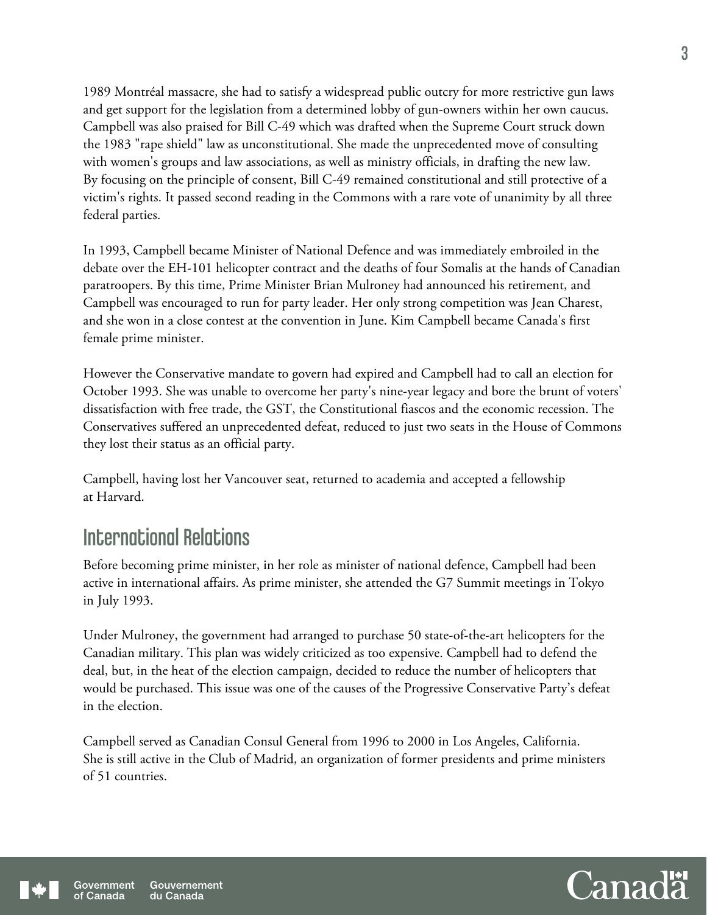1989 Montréal massacre, she had to satisfy a widespread public outcry for more restrictive gun laws and get support for the legislation from a determined lobby of gun-owners within her own caucus. Campbell was also praised for Bill C-49 which was drafted when the Supreme Court struck down the 1983 "rape shield" law as unconstitutional. She made the unprecedented move of consulting with women's groups and law associations, as well as ministry officials, in drafting the new law. By focusing on the principle of consent, Bill C-49 remained constitutional and still protective of a victim's rights. It passed second reading in the Commons with a rare vote of unanimity by all three federal parties.

In 1993, Campbell became Minister of National Defence and was immediately embroiled in the debate over the EH-101 helicopter contract and the deaths of four Somalis at the hands of Canadian paratroopers. By this time, Prime Minister Brian Mulroney had announced his retirement, and Campbell was encouraged to run for party leader. Her only strong competition was Jean Charest, and she won in a close contest at the convention in June. Kim Campbell became Canada's first female prime minister.

However the Conservative mandate to govern had expired and Campbell had to call an election for October 1993. She was unable to overcome her party's nine-year legacy and bore the brunt of voters' dissatisfaction with free trade, the GST, the Constitutional fiascos and the economic recession. The Conservatives suffered an unprecedented defeat, reduced to just two seats in the House of Commons they lost their status as an official party.

Campbell, having lost her Vancouver seat, returned to academia and accepted a fellowship at Harvard.

## International Relations

Before becoming prime minister, in her role as minister of national defence, Campbell had been active in international affairs. As prime minister, she attended the G7 Summit meetings in Tokyo in July 1993.

Under Mulroney, the government had arranged to purchase 50 state-of-the-art helicopters for the Canadian military. This plan was widely criticized as too expensive. Campbell had to defend the deal, but, in the heat of the election campaign, decided to reduce the number of helicopters that would be purchased. This issue was one of the causes of the Progressive Conservative Party's defeat in the election.

Campbell served as Canadian Consul General from 1996 to 2000 in Los Angeles, California. She is still active in the Club of Madrid, an organization of former presidents and prime ministers of 51 countries.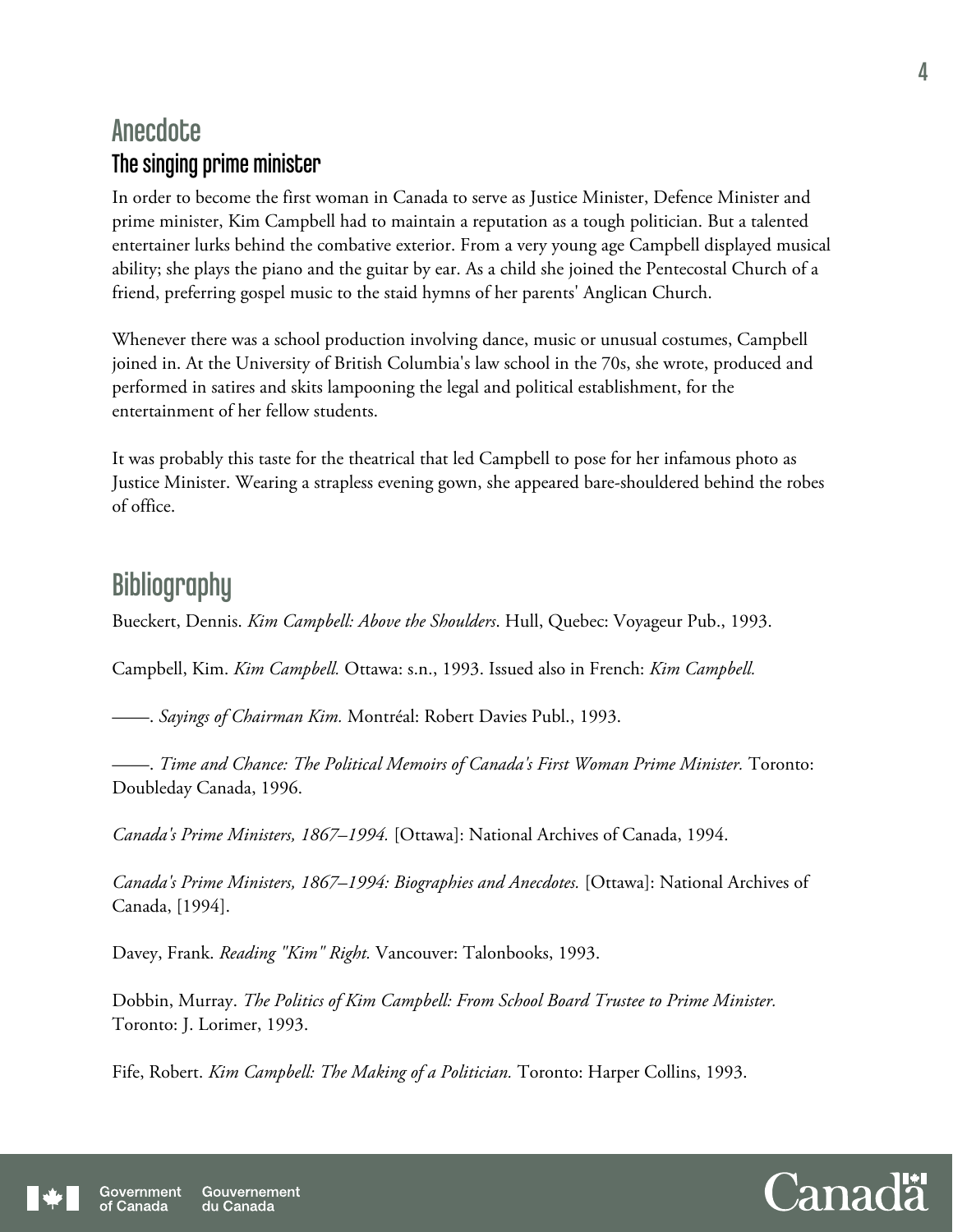## Anecdote

### The singing prime minister

In order to become the first woman in Canada to serve as Justice Minister, Defence Minister and prime minister, Kim Campbell had to maintain a reputation as a tough politician. But a talented entertainer lurks behind the combative exterior. From a very young age Campbell displayed musical ability; she plays the piano and the guitar by ear. As a child she joined the Pentecostal Church of a friend, preferring gospel music to the staid hymns of her parents' Anglican Church.

Whenever there was a school production involving dance, music or unusual costumes, Campbell joined in. At the University of British Columbia's law school in the 70s, she wrote, produced and performed in satires and skits lampooning the legal and political establishment, for the entertainment of her fellow students.

It was probably this taste for the theatrical that led Campbell to pose for her infamous photo as Justice Minister. Wearing a strapless evening gown, she appeared bare-shouldered behind the robes of office.

## Bibliography

Bueckert, Dennis. *Kim Campbell: Above the Shoulders*. Hull, Quebec: Voyageur Pub., 1993.

Campbell, Kim. *Kim Campbell.* Ottawa: s.n., 1993. Issued also in French: *Kim Campbell.*

——. *Sayings of Chairman Kim.* Montréal: Robert Davies Publ., 1993.

——. *Time and Chance: The Political Memoirs of Canada's First Woman Prime Minister.* Toronto: Doubleday Canada, 1996.

*Canada's Prime Ministers, 1867–1994.* [Ottawa]: National Archives of Canada, 1994.

*Canada's Prime Ministers, 1867–1994: Biographies and Anecdotes.* [Ottawa]: National Archives of Canada, [1994].

Davey, Frank. *Reading "Kim" Right.* Vancouver: Talonbooks, 1993.

Dobbin, Murray. *The Politics of Kim Campbell: From School Board Trustee to Prime Minister.* Toronto: J. Lorimer, 1993.

Fife, Robert. *Kim Campbell: The Making of a Politician.* Toronto: Harper Collins, 1993.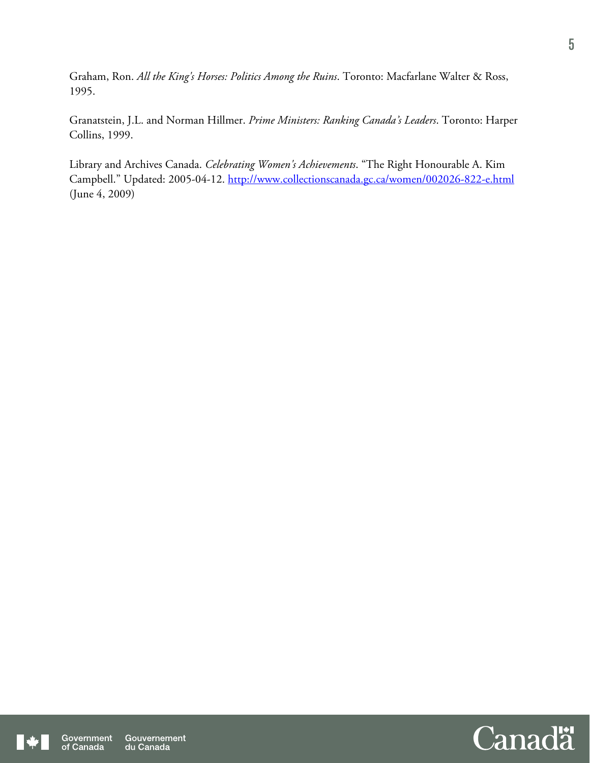Graham, Ron. *All the King's Horses: Politics Among the Ruins*. Toronto: Macfarlane Walter & Ross, 1995.

Granatstein, J.L. and Norman Hillmer. *Prime Ministers: Ranking Canada's Leaders*. Toronto: Harper Collins, 1999.

Library and Archives Canada. *Celebrating Women's Achievements*. "The Right Honourable A. Kim Campbell." Updated: 2005-04-12. http://www.collectionscanada.gc.ca/women/002026-822-e.html (June 4, 2009)